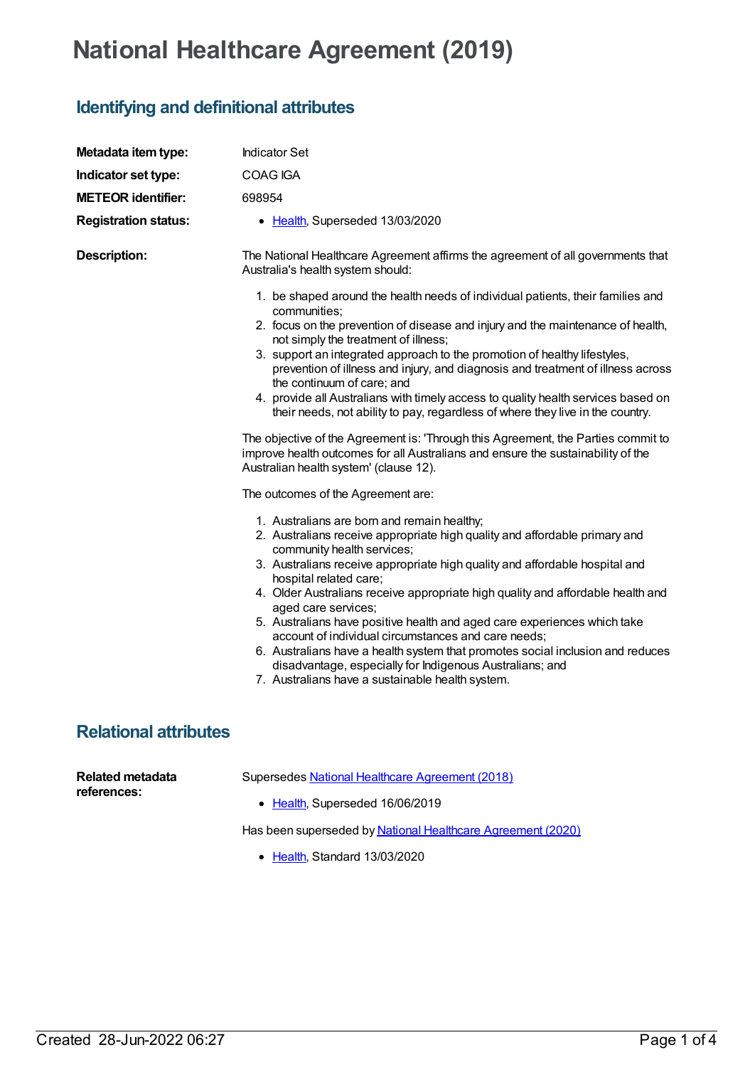# National Healthcare Agreement (2019)

## Identifying and definitional attributes

**Metadata item type:** Indicator Set

**Indicator set type:** COAG IGA

**METEOR identifier:** 698954

**Registration status:**

- Health, Superseded 13/03/2020

**Description:**

The National Healthcare Agreement affirms the agreement of all governments that Australia's health system should:

1. be shaped around the health needs of individual patients, their families and communities;
2. focus on the prevention of disease and injury and the maintenance of health, not simply the treatment of illness;
3. support an integrated approach to the promotion of healthy lifestyles, prevention of illness and injury, and diagnosis and treatment of illness across the continuum of care; and
4. provide all Australians with timely access to quality health services based on their needs, not ability to pay, regardless of where they live in the country.

The objective of the Agreement is: 'Through this Agreement, the Parties commit to improve health outcomes for all Australians and ensure the sustainability of the Australian health system' (clause 12).

The outcomes of the Agreement are:

1. Australians are born and remain healthy;
2. Australians receive appropriate high quality and affordable primary and community health services;
3. Australians receive appropriate high quality and affordable hospital and hospital related care;
4. Older Australians receive appropriate high quality and affordable health and aged care services;
5. Australians have positive health and aged care experiences which take account of individual circumstances and care needs;
6. Australians have a health system that promotes social inclusion and reduces disadvantage, especially for Indigenous Australians; and
7. Australians have a sustainable health system.

## Relational attributes

**Related metadata references:**

Supersedes National Healthcare Agreement (2018)

- Health, Superseded 16/06/2019

Has been superseded by National Healthcare Agreement (2020)

- Health, Standard 13/03/2020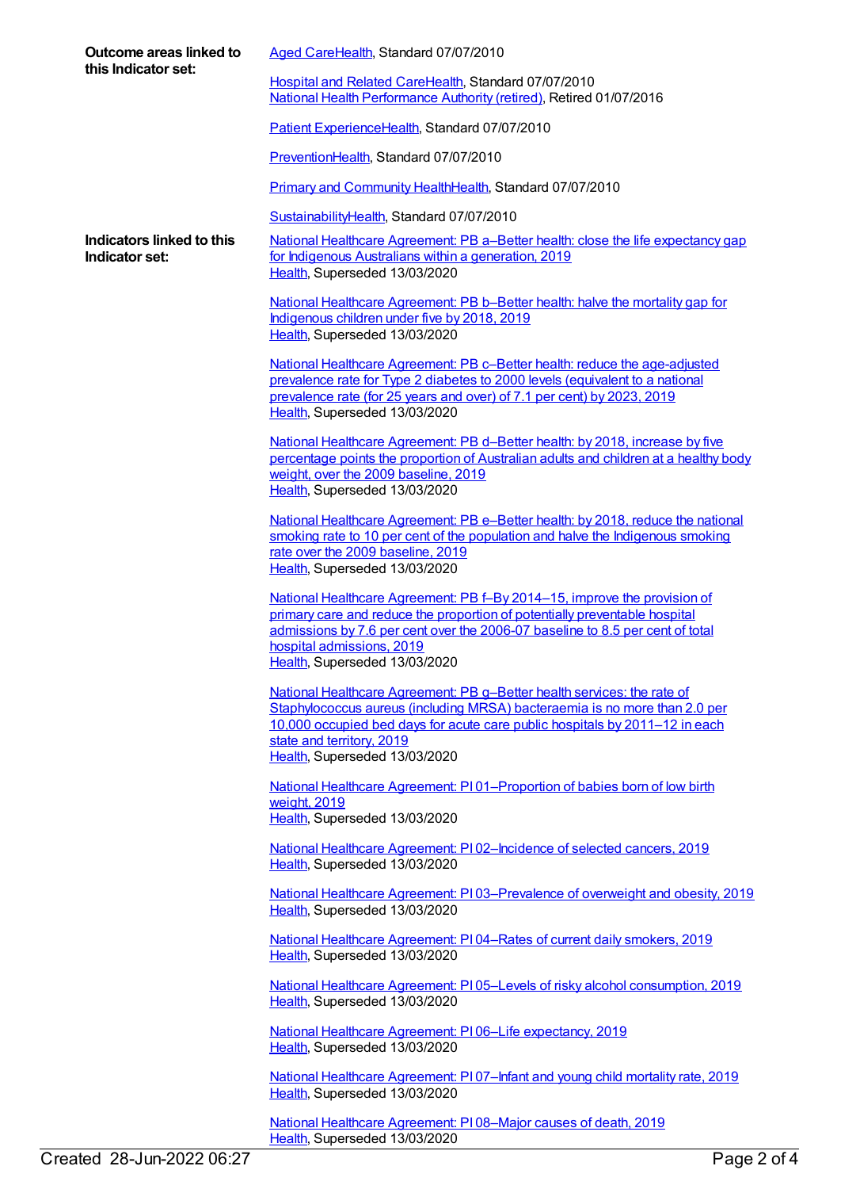**Outcome areas linked to this Indicator set:**

Aged CareHealth, Standard 07/07/2010

Hospital and Related CareHealth, Standard 07/07/2010
National Health Performance Authority (retired), Retired 01/07/2016

Patient ExperienceHealth, Standard 07/07/2010

PreventionHealth, Standard 07/07/2010

Primary and Community HealthHealth, Standard 07/07/2010

SustainabilityHealth, Standard 07/07/2010

**Indicators linked to this Indicator set:**

National Healthcare Agreement: PB a–Better health: close the life expectancy gap for Indigenous Australians within a generation, 2019
Health, Superseded 13/03/2020

National Healthcare Agreement: PB b–Better health: halve the mortality gap for Indigenous children under five by 2018, 2019
Health, Superseded 13/03/2020

National Healthcare Agreement: PB c–Better health: reduce the age-adjusted prevalence rate for Type 2 diabetes to 2000 levels (equivalent to a national prevalence rate (for 25 years and over) of 7.1 per cent) by 2023, 2019
Health, Superseded 13/03/2020

National Healthcare Agreement: PB d–Better health: by 2018, increase by five percentage points the proportion of Australian adults and children at a healthy body weight, over the 2009 baseline, 2019
Health, Superseded 13/03/2020

National Healthcare Agreement: PB e–Better health: by 2018, reduce the national smoking rate to 10 per cent of the population and halve the Indigenous smoking rate over the 2009 baseline, 2019
Health, Superseded 13/03/2020

National Healthcare Agreement: PB f–By 2014–15, improve the provision of primary care and reduce the proportion of potentially preventable hospital admissions by 7.6 per cent over the 2006-07 baseline to 8.5 per cent of total hospital admissions, 2019
Health, Superseded 13/03/2020

National Healthcare Agreement: PB g–Better health services: the rate of Staphylococcus aureus (including MRSA) bacteraemia is no more than 2.0 per 10,000 occupied bed days for acute care public hospitals by 2011–12 in each state and territory, 2019
Health, Superseded 13/03/2020

National Healthcare Agreement: PI 01–Proportion of babies born of low birth weight, 2019
Health, Superseded 13/03/2020

National Healthcare Agreement: PI 02–Incidence of selected cancers, 2019
Health, Superseded 13/03/2020

National Healthcare Agreement: PI 03–Prevalence of overweight and obesity, 2019
Health, Superseded 13/03/2020

National Healthcare Agreement: PI 04–Rates of current daily smokers, 2019
Health, Superseded 13/03/2020

National Healthcare Agreement: PI 05–Levels of risky alcohol consumption, 2019
Health, Superseded 13/03/2020

National Healthcare Agreement: PI 06–Life expectancy, 2019
Health, Superseded 13/03/2020

National Healthcare Agreement: PI 07–Infant and young child mortality rate, 2019
Health, Superseded 13/03/2020

National Healthcare Agreement: PI 08–Major causes of death, 2019
Health, Superseded 13/03/2020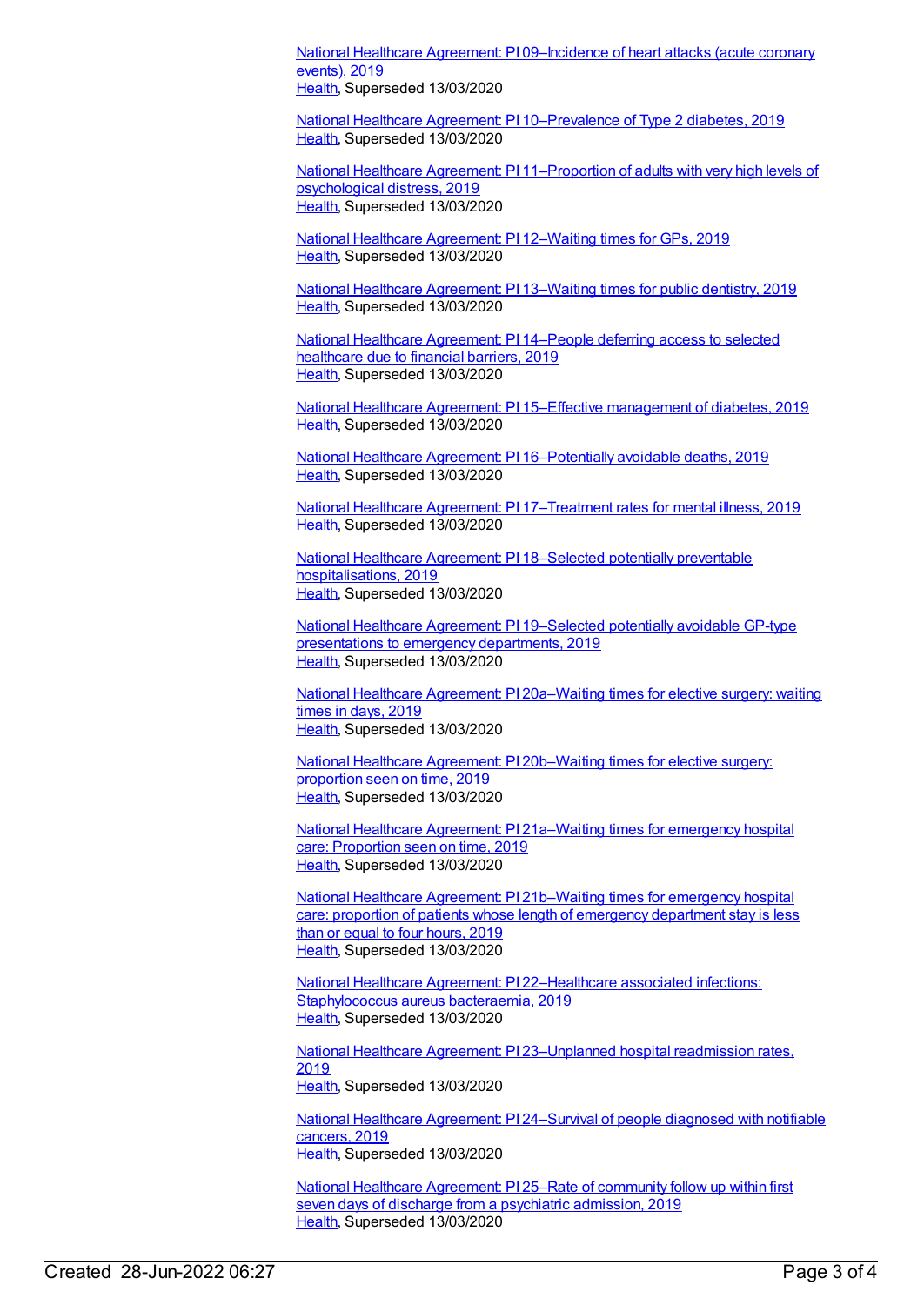National Healthcare Agreement: PI 09–Incidence of heart attacks (acute coronary events), 2019
Health, Superseded 13/03/2020

National Healthcare Agreement: PI 10–Prevalence of Type 2 diabetes, 2019
Health, Superseded 13/03/2020

National Healthcare Agreement: PI 11–Proportion of adults with very high levels of psychological distress, 2019
Health, Superseded 13/03/2020

National Healthcare Agreement: PI 12–Waiting times for GPs, 2019
Health, Superseded 13/03/2020

National Healthcare Agreement: PI 13–Waiting times for public dentistry, 2019
Health, Superseded 13/03/2020

National Healthcare Agreement: PI 14–People deferring access to selected healthcare due to financial barriers, 2019
Health, Superseded 13/03/2020

National Healthcare Agreement: PI 15–Effective management of diabetes, 2019
Health, Superseded 13/03/2020

National Healthcare Agreement: PI 16–Potentially avoidable deaths, 2019
Health, Superseded 13/03/2020

National Healthcare Agreement: PI 17–Treatment rates for mental illness, 2019
Health, Superseded 13/03/2020

National Healthcare Agreement: PI 18–Selected potentially preventable hospitalisations, 2019
Health, Superseded 13/03/2020

National Healthcare Agreement: PI 19–Selected potentially avoidable GP-type presentations to emergency departments, 2019
Health, Superseded 13/03/2020

National Healthcare Agreement: PI 20a–Waiting times for elective surgery: waiting times in days, 2019
Health, Superseded 13/03/2020

National Healthcare Agreement: PI 20b–Waiting times for elective surgery: proportion seen on time, 2019
Health, Superseded 13/03/2020

National Healthcare Agreement: PI 21a–Waiting times for emergency hospital care: Proportion seen on time, 2019
Health, Superseded 13/03/2020

National Healthcare Agreement: PI 21b–Waiting times for emergency hospital care: proportion of patients whose length of emergency department stay is less than or equal to four hours, 2019
Health, Superseded 13/03/2020

National Healthcare Agreement: PI 22–Healthcare associated infections: Staphylococcus aureus bacteraemia, 2019
Health, Superseded 13/03/2020

National Healthcare Agreement: PI 23–Unplanned hospital readmission rates, 2019
Health, Superseded 13/03/2020

National Healthcare Agreement: PI 24–Survival of people diagnosed with notifiable cancers, 2019
Health, Superseded 13/03/2020

National Healthcare Agreement: PI 25–Rate of community follow up within first seven days of discharge from a psychiatric admission, 2019
Health, Superseded 13/03/2020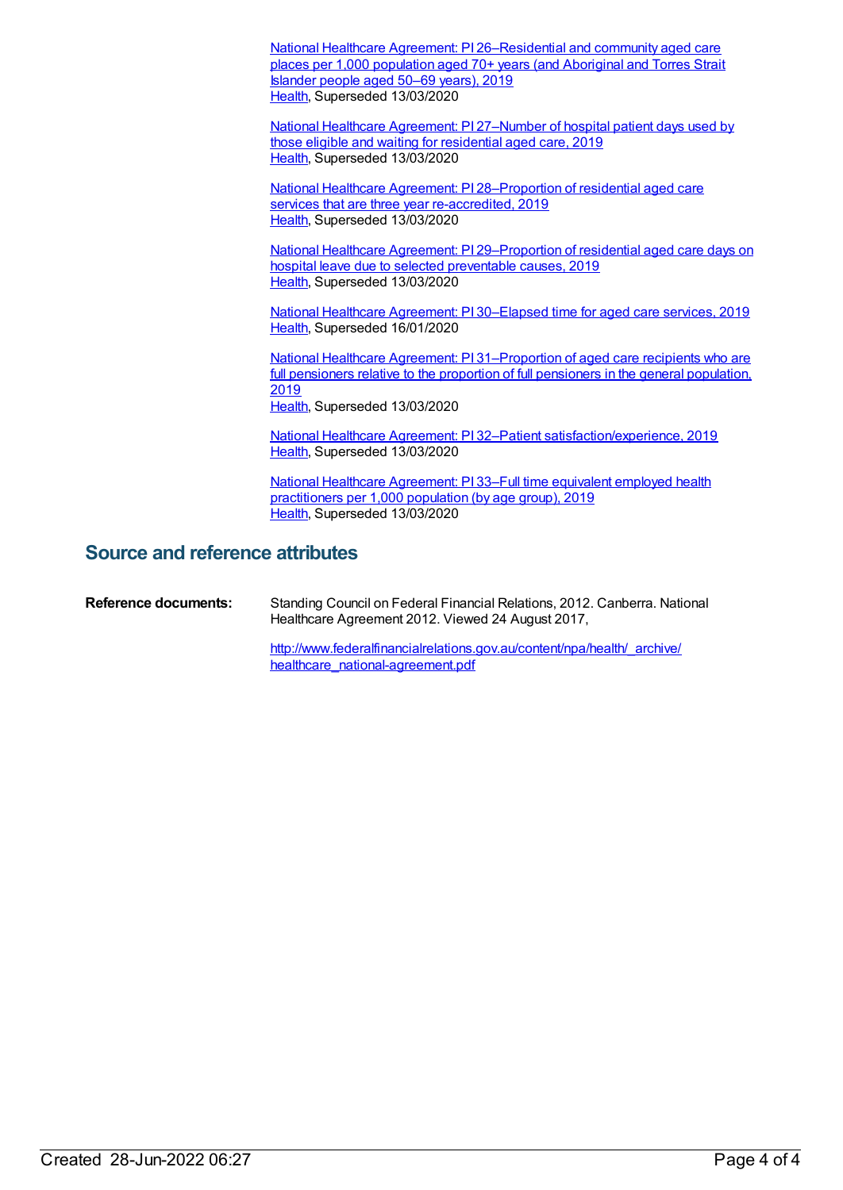[National Healthcare Agreement: PI 26–Residential and community aged care places per 1,000 population aged 70+ years (and Aboriginal and Torres Strait Islander people aged 50–69 years), 2019](#)
[Health](#), Superseded 13/03/2020

[National Healthcare Agreement: PI 27–Number of hospital patient days used by those eligible and waiting for residential aged care, 2019](#)
[Health](#), Superseded 13/03/2020

[National Healthcare Agreement: PI 28–Proportion of residential aged care services that are three year re-accredited, 2019](#)
[Health](#), Superseded 13/03/2020

[National Healthcare Agreement: PI 29–Proportion of residential aged care days on hospital leave due to selected preventable causes, 2019](#)
[Health](#), Superseded 13/03/2020

[National Healthcare Agreement: PI 30–Elapsed time for aged care services, 2019](#)
[Health](#), Superseded 16/01/2020

[National Healthcare Agreement: PI 31–Proportion of aged care recipients who are full pensioners relative to the proportion of full pensioners in the general population, 2019](#)
[Health](#), Superseded 13/03/2020

[National Healthcare Agreement: PI 32–Patient satisfaction/experience, 2019](#)
[Health](#), Superseded 13/03/2020

[National Healthcare Agreement: PI 33–Full time equivalent employed health practitioners per 1,000 population (by age group), 2019](#)
[Health](#), Superseded 13/03/2020

## Source and reference attributes

**Reference documents:** Standing Council on Federal Financial Relations, 2012. Canberra. National Healthcare Agreement 2012. Viewed 24 August 2017,

http://www.federalfinancialrelations.gov.au/content/npa/health/_archive/healthcare_national-agreement.pdf